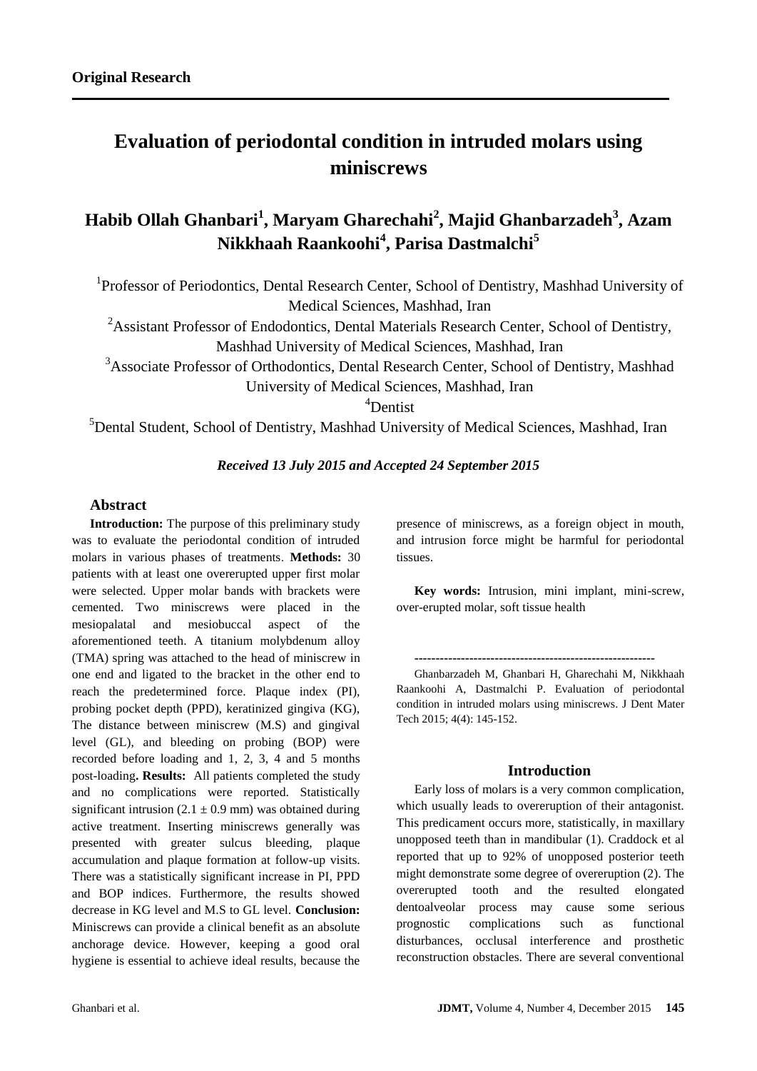**Original Research**

# Evaluation of periodontal condition in intruded molars using miniscrews

## Habib Ollah Ghanbari[1], Maryam Gharechahi[2], Majid Ghanbarzadeh[3], Azam Nikkhaah Raankoohi[4], Parisa Dastmalchi[5]

[1]Professor of Periodontics, Dental Research Center, School of Dentistry, Mashhad University of Medical Sciences, Mashhad, Iran

[2]Assistant Professor of Endodontics, Dental Materials Research Center, School of Dentistry, Mashhad University of Medical Sciences, Mashhad, Iran

[3]Associate Professor of Orthodontics, Dental Research Center, School of Dentistry, Mashhad University of Medical Sciences, Mashhad, Iran

[4]Dentist

[5]Dental Student, School of Dentistry, Mashhad University of Medical Sciences, Mashhad, Iran

***Received 13 July 2015 and Accepted 24 September 2015***

### Abstract

**Introduction:** The purpose of this preliminary study was to evaluate the periodontal condition of intruded molars in various phases of treatments. **Methods:** 30 patients with at least one overerupted upper first molar were selected. Upper molar bands with brackets were cemented. Two miniscrews were placed in the mesiopalatal and mesiobuccal aspect of the aforementioned teeth. A titanium molybdenum alloy (TMA) spring was attached to the head of miniscrew in one end and ligated to the bracket in the other end to reach the predetermined force. Plaque index (PI), probing pocket depth (PPD), keratinized gingiva (KG), The distance between miniscrew (M.S) and gingival level (GL), and bleeding on probing (BOP) were recorded before loading and 1, 2, 3, 4 and 5 months post-loading**. Results:** All patients completed the study and no complications were reported. Statistically significant intrusion (2.1 ± 0.9 mm) was obtained during active treatment. Inserting miniscrews generally was presented with greater sulcus bleeding, plaque accumulation and plaque formation at follow-up visits. There was a statistically significant increase in PI, PPD and BOP indices. Furthermore, the results showed decrease in KG level and M.S to GL level. **Conclusion:** Miniscrews can provide a clinical benefit as an absolute anchorage device. However, keeping a good oral hygiene is essential to achieve ideal results, because the presence of miniscrews, as a foreign object in mouth, and intrusion force might be harmful for periodontal tissues.

**Key words:** Intrusion, mini implant, mini-screw, over-erupted molar, soft tissue health

---------------------------------------------------------

Ghanbarzadeh M, Ghanbari H, Gharechahi M, Nikkhaah Raankoohi A, Dastmalchi P. Evaluation of periodontal condition in intruded molars using miniscrews. J Dent Mater Tech 2015; 4(4): 145-152.

### Introduction

Early loss of molars is a very common complication, which usually leads to overeruption of their antagonist. This predicament occurs more, statistically, in maxillary unopposed teeth than in mandibular (1). Craddock et al reported that up to 92% of unopposed posterior teeth might demonstrate some degree of overeruption (2). The overerupted tooth and the resulted elongated dentoalveolar process may cause some serious prognostic complications such as functional disturbances, occlusal interference and prosthetic reconstruction obstacles. There are several conventional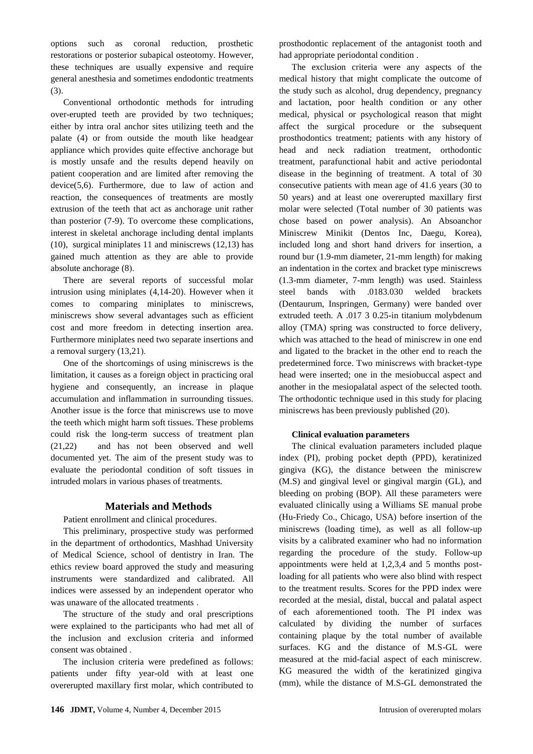options such as coronal reduction, prosthetic restorations or posterior subapical osteotomy. However, these techniques are usually expensive and require general anesthesia and sometimes endodontic treatments (3).

Conventional orthodontic methods for intruding over-erupted teeth are provided by two techniques; either by intra oral anchor sites utilizing teeth and the palate (4) or from outside the mouth like headgear appliance which provides quite effective anchorage but is mostly unsafe and the results depend heavily on patient cooperation and are limited after removing the device(5,6). Furthermore, due to law of action and reaction, the consequences of treatments are mostly extrusion of the teeth that act as anchorage unit rather than posterior (7-9). To overcome these complications, interest in skeletal anchorage including dental implants (10), surgical miniplates 11 and miniscrews (12,13) has gained much attention as they are able to provide absolute anchorage (8).

There are several reports of successful molar intrusion using miniplates (4,14-20). However when it comes to comparing miniplates to miniscrews, miniscrews show several advantages such as efficient cost and more freedom in detecting insertion area. Furthermore miniplates need two separate insertions and a removal surgery (13,21).

One of the shortcomings of using miniscrews is the limitation, it causes as a foreign object in practicing oral hygiene and consequently, an increase in plaque accumulation and inflammation in surrounding tissues. Another issue is the force that miniscrews use to move the teeth which might harm soft tissues. These problems could risk the long-term success of treatment plan (21,22) and has not been observed and well documented yet. The aim of the present study was to evaluate the periodontal condition of soft tissues in intruded molars in various phases of treatments.

## Materials and Methods

Patient enrollment and clinical procedures.

This preliminary, prospective study was performed in the department of orthodontics, Mashhad University of Medical Science, school of dentistry in Iran. The ethics review board approved the study and measuring instruments were standardized and calibrated. All indices were assessed by an independent operator who was unaware of the allocated treatments .

The structure of the study and oral prescriptions were explained to the participants who had met all of the inclusion and exclusion criteria and informed consent was obtained .

The inclusion criteria were predefined as follows: patients under fifty year-old with at least one overerupted maxillary first molar, which contributed to prosthodontic replacement of the antagonist tooth and had appropriate periodontal condition .

The exclusion criteria were any aspects of the medical history that might complicate the outcome of the study such as alcohol, drug dependency, pregnancy and lactation, poor health condition or any other medical, physical or psychological reason that might affect the surgical procedure or the subsequent prosthodontics treatment; patients with any history of head and neck radiation treatment, orthodontic treatment, parafunctional habit and active periodontal disease in the beginning of treatment. A total of 30 consecutive patients with mean age of 41.6 years (30 to 50 years) and at least one overerupted maxillary first molar were selected (Total number of 30 patients was chose based on power analysis). An Absoanchor Miniscrew Minikit (Dentos Inc, Daegu, Korea), included long and short hand drivers for insertion, a round bur (1.9-mm diameter, 21-mm length) for making an indentation in the cortex and bracket type miniscrews (1.3-mm diameter, 7-mm length) was used. Stainless steel bands with .0183.030 welded brackets (Dentaurum, Inspringen, Germany) were banded over extruded teeth. A .017 3 0.25-in titanium molybdenum alloy (TMA) spring was constructed to force delivery, which was attached to the head of miniscrew in one end and ligated to the bracket in the other end to reach the predetermined force. Two miniscrews with bracket-type head were inserted; one in the mesiobuccal aspect and another in the mesiopalatal aspect of the selected tooth. The orthodontic technique used in this study for placing miniscrews has been previously published (20).

### Clinical evaluation parameters

The clinical evaluation parameters included plaque index (PI), probing pocket depth (PPD), keratinized gingiva (KG), the distance between the miniscrew (M.S) and gingival level or gingival margin (GL), and bleeding on probing (BOP). All these parameters were evaluated clinically using a Williams SE manual probe (Hu-Friedy Co., Chicago, USA) before insertion of the miniscrews (loading time), as well as all follow-up visits by a calibrated examiner who had no information regarding the procedure of the study. Follow-up appointments were held at 1,2,3,4 and 5 months post-loading for all patients who were also blind with respect to the treatment results. Scores for the PPD index were recorded at the mesial, distal, buccal and palatal aspect of each aforementioned tooth. The PI index was calculated by dividing the number of surfaces containing plaque by the total number of available surfaces. KG and the distance of M.S-GL were measured at the mid-facial aspect of each miniscrew. KG measured the width of the keratinized gingiva (mm), while the distance of M.S-GL demonstrated the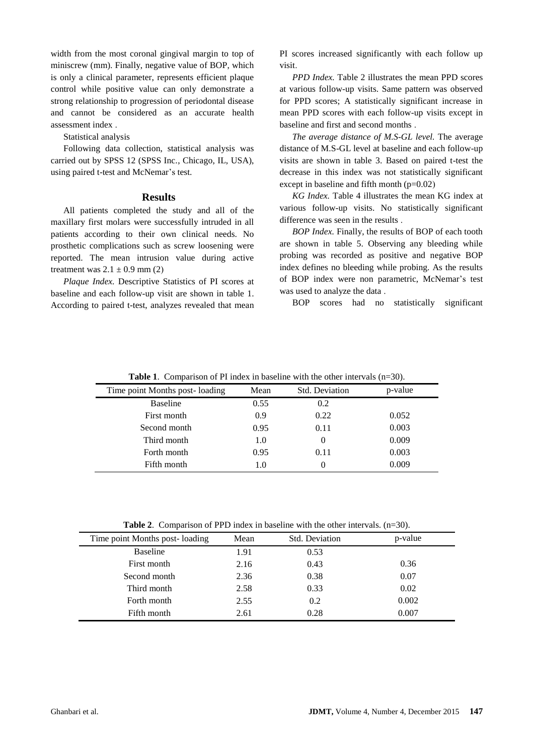width from the most coronal gingival margin to top of miniscrew (mm). Finally, negative value of BOP, which is only a clinical parameter, represents efficient plaque control while positive value can only demonstrate a strong relationship to progression of periodontal disease and cannot be considered as an accurate health assessment index .

Statistical analysis

Following data collection, statistical analysis was carried out by SPSS 12 (SPSS Inc., Chicago, IL, USA), using paired t-test and McNemar's test.

## Results

All patients completed the study and all of the maxillary first molars were successfully intruded in all patients according to their own clinical needs. No prosthetic complications such as screw loosening were reported. The mean intrusion value during active treatment was $2.1 \pm 0.9$ mm (2)

*Plaque Index.* Descriptive Statistics of PI scores at baseline and each follow-up visit are shown in table 1. According to paired t-test, analyzes revealed that mean PI scores increased significantly with each follow up visit.

*PPD Index.* Table 2 illustrates the mean PPD scores at various follow-up visits. Same pattern was observed for PPD scores; A statistically significant increase in mean PPD scores with each follow-up visits except in baseline and first and second months .

*The average distance of M.S-GL level.* The average distance of M.S-GL level at baseline and each follow-up visits are shown in table 3. Based on paired t-test the decrease in this index was not statistically significant except in baseline and fifth month (p=0.02)

*KG Index.* Table 4 illustrates the mean KG index at various follow-up visits. No statistically significant difference was seen in the results .

*BOP Index.* Finally, the results of BOP of each tooth are shown in table 5. Observing any bleeding while probing was recorded as positive and negative BOP index defines no bleeding while probing. As the results of BOP index were non parametric, McNemar's test was used to analyze the data .

BOP scores had no statistically significant

**Table 1**. Comparison of PI index in baseline with the other intervals (n=30).

| Time point Months post- loading | Mean | Std. Deviation | p-value |
|---|---|---|---|
| Baseline | 0.55 | 0.2 | |
| First month | 0.9 | 0.22 | 0.052 |
| Second month | 0.95 | 0.11 | 0.003 |
| Third month | 1.0 | 0 | 0.009 |
| Forth month | 0.95 | 0.11 | 0.003 |
| Fifth month | 1.0 | 0 | 0.009 |

**Table 2**. Comparison of PPD index in baseline with the other intervals. (n=30).

| Time point Months post- loading | Mean | Std. Deviation | p-value |
|---|---|---|---|
| Baseline | 1.91 | 0.53 | |
| First month | 2.16 | 0.43 | 0.36 |
| Second month | 2.36 | 0.38 | 0.07 |
| Third month | 2.58 | 0.33 | 0.02 |
| Forth month | 2.55 | 0.2 | 0.002 |
| Fifth month | 2.61 | 0.28 | 0.007 |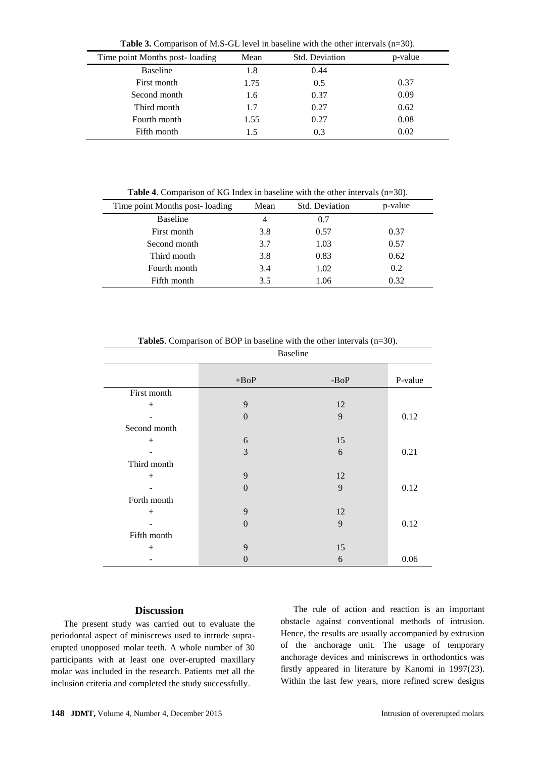**Table 3.** Comparison of M.S-GL level in baseline with the other intervals (n=30).

| Time point Months post- loading | Mean | Std. Deviation | p-value |
|---|---|---|---|
| Baseline | 1.8 | 0.44 | |
| First month | 1.75 | 0.5 | 0.37 |
| Second month | 1.6 | 0.37 | 0.09 |
| Third month | 1.7 | 0.27 | 0.62 |
| Fourth month | 1.55 | 0.27 | 0.08 |
| Fifth month | 1.5 | 0.3 | 0.02 |

**Table 4**. Comparison of KG Index in baseline with the other intervals (n=30).

| Time point Months post- loading | Mean | Std. Deviation | p-value |
|---|---|---|---|
| Baseline | 4 | 0.7 | |
| First month | 3.8 | 0.57 | 0.37 |
| Second month | 3.7 | 1.03 | 0.57 |
| Third month | 3.8 | 0.83 | 0.62 |
| Fourth month | 3.4 | 1.02 | 0.2 |
| Fifth month | 3.5 | 1.06 | 0.32 |

**Table5**. Comparison of BOP in baseline with the other intervals (n=30).

| | Baseline | | |
|---|---|---|---|
| | +BoP | -BoP | P-value |
| First month | | | |
| + | 9 | 12 | |
| - | 0 | 9 | 0.12 |
| Second month | | | |
| + | 6 | 15 | |
| - | 3 | 6 | 0.21 |
| Third month | | | |
| + | 9 | 12 | |
| - | 0 | 9 | 0.12 |
| Forth month | | | |
| + | 9 | 12 | |
| - | 0 | 9 | 0.12 |
| Fifth month | | | |
| + | 9 | 15 | |
| - | 0 | 6 | 0.06 |

## Discussion

The present study was carried out to evaluate the periodontal aspect of miniscrews used to intrude supra-erupted unopposed molar teeth. A whole number of 30 participants with at least one over-erupted maxillary molar was included in the research. Patients met all the inclusion criteria and completed the study successfully.

The rule of action and reaction is an important obstacle against conventional methods of intrusion. Hence, the results are usually accompanied by extrusion of the anchorage unit. The usage of temporary anchorage devices and miniscrews in orthodontics was firstly appeared in literature by Kanomi in 1997(23). Within the last few years, more refined screw designs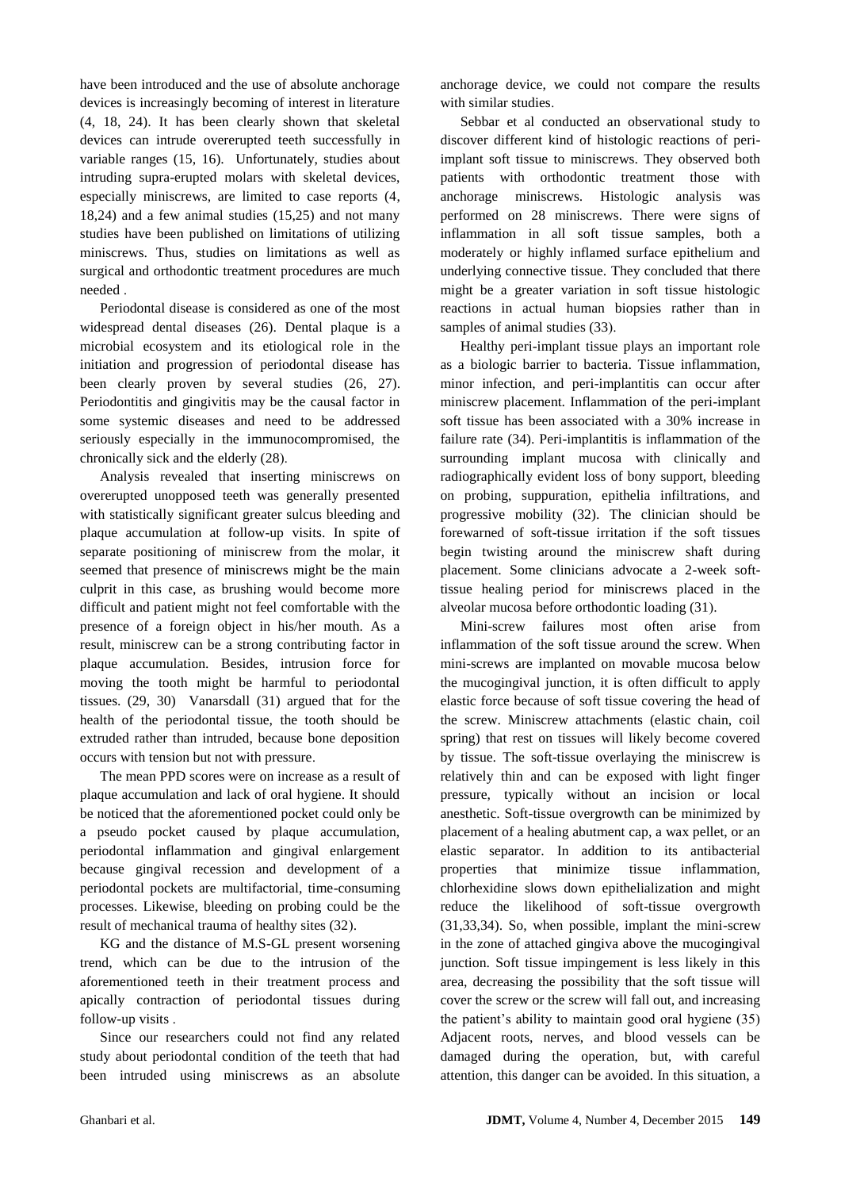have been introduced and the use of absolute anchorage devices is increasingly becoming of interest in literature (4, 18, 24). It has been clearly shown that skeletal devices can intrude overerupted teeth successfully in variable ranges (15, 16). Unfortunately, studies about intruding supra-erupted molars with skeletal devices, especially miniscrews, are limited to case reports (4, 18,24) and a few animal studies (15,25) and not many studies have been published on limitations of utilizing miniscrews. Thus, studies on limitations as well as surgical and orthodontic treatment procedures are much needed .

Periodontal disease is considered as one of the most widespread dental diseases (26). Dental plaque is a microbial ecosystem and its etiological role in the initiation and progression of periodontal disease has been clearly proven by several studies (26, 27). Periodontitis and gingivitis may be the causal factor in some systemic diseases and need to be addressed seriously especially in the immunocompromised, the chronically sick and the elderly (28).

Analysis revealed that inserting miniscrews on overerupted unopposed teeth was generally presented with statistically significant greater sulcus bleeding and plaque accumulation at follow-up visits. In spite of separate positioning of miniscrew from the molar, it seemed that presence of miniscrews might be the main culprit in this case, as brushing would become more difficult and patient might not feel comfortable with the presence of a foreign object in his/her mouth. As a result, miniscrew can be a strong contributing factor in plaque accumulation. Besides, intrusion force for moving the tooth might be harmful to periodontal tissues. (29, 30) Vanarsdall (31) argued that for the health of the periodontal tissue, the tooth should be extruded rather than intruded, because bone deposition occurs with tension but not with pressure.

The mean PPD scores were on increase as a result of plaque accumulation and lack of oral hygiene. It should be noticed that the aforementioned pocket could only be a pseudo pocket caused by plaque accumulation, periodontal inflammation and gingival enlargement because gingival recession and development of a periodontal pockets are multifactorial, time-consuming processes. Likewise, bleeding on probing could be the result of mechanical trauma of healthy sites (32).

KG and the distance of M.S-GL present worsening trend, which can be due to the intrusion of the aforementioned teeth in their treatment process and apically contraction of periodontal tissues during follow-up visits .

Since our researchers could not find any related study about periodontal condition of the teeth that had been intruded using miniscrews as an absolute anchorage device, we could not compare the results with similar studies.

Sebbar et al conducted an observational study to discover different kind of histologic reactions of peri-implant soft tissue to miniscrews. They observed both patients with orthodontic treatment those with anchorage miniscrews. Histologic analysis was performed on 28 miniscrews. There were signs of inflammation in all soft tissue samples, both a moderately or highly inflamed surface epithelium and underlying connective tissue. They concluded that there might be a greater variation in soft tissue histologic reactions in actual human biopsies rather than in samples of animal studies (33).

Healthy peri-implant tissue plays an important role as a biologic barrier to bacteria. Tissue inflammation, minor infection, and peri-implantitis can occur after miniscrew placement. Inflammation of the peri-implant soft tissue has been associated with a 30% increase in failure rate (34). Peri-implantitis is inflammation of the surrounding implant mucosa with clinically and radiographically evident loss of bony support, bleeding on probing, suppuration, epithelia infiltrations, and progressive mobility (32). The clinician should be forewarned of soft-tissue irritation if the soft tissues begin twisting around the miniscrew shaft during placement. Some clinicians advocate a 2-week soft-tissue healing period for miniscrews placed in the alveolar mucosa before orthodontic loading (31).

Mini-screw failures most often arise from inflammation of the soft tissue around the screw. When mini-screws are implanted on movable mucosa below the mucogingival junction, it is often difficult to apply elastic force because of soft tissue covering the head of the screw. Miniscrew attachments (elastic chain, coil spring) that rest on tissues will likely become covered by tissue. The soft-tissue overlaying the miniscrew is relatively thin and can be exposed with light finger pressure, typically without an incision or local anesthetic. Soft-tissue overgrowth can be minimized by placement of a healing abutment cap, a wax pellet, or an elastic separator. In addition to its antibacterial properties that minimize tissue inflammation, chlorhexidine slows down epithelialization and might reduce the likelihood of soft-tissue overgrowth (31,33,34). So, when possible, implant the mini-screw in the zone of attached gingiva above the mucogingival junction. Soft tissue impingement is less likely in this area, decreasing the possibility that the soft tissue will cover the screw or the screw will fall out, and increasing the patient's ability to maintain good oral hygiene (35) Adjacent roots, nerves, and blood vessels can be damaged during the operation, but, with careful attention, this danger can be avoided. In this situation, a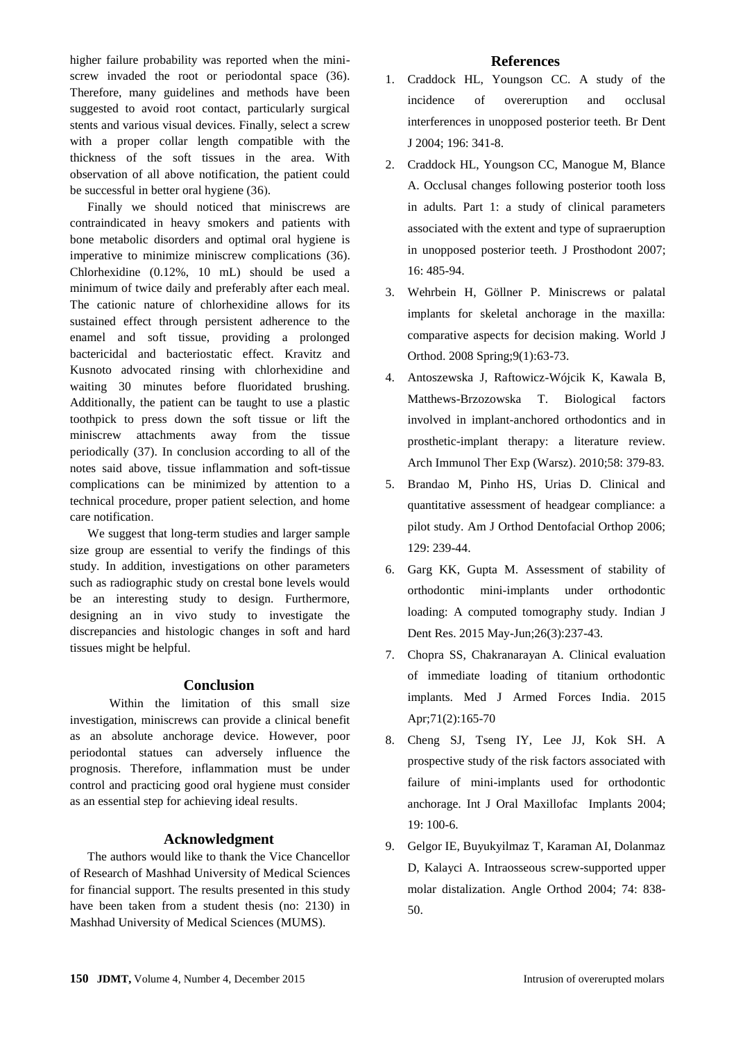higher failure probability was reported when the mini-screw invaded the root or periodontal space (36). Therefore, many guidelines and methods have been suggested to avoid root contact, particularly surgical stents and various visual devices. Finally, select a screw with a proper collar length compatible with the thickness of the soft tissues in the area. With observation of all above notification, the patient could be successful in better oral hygiene (36).

Finally we should noticed that miniscrews are contraindicated in heavy smokers and patients with bone metabolic disorders and optimal oral hygiene is imperative to minimize miniscrew complications (36). Chlorhexidine (0.12%, 10 mL) should be used a minimum of twice daily and preferably after each meal. The cationic nature of chlorhexidine allows for its sustained effect through persistent adherence to the enamel and soft tissue, providing a prolonged bactericidal and bacteriostatic effect. Kravitz and Kusnoto advocated rinsing with chlorhexidine and waiting 30 minutes before fluoridated brushing. Additionally, the patient can be taught to use a plastic toothpick to press down the soft tissue or lift the miniscrew attachments away from the tissue periodically (37). In conclusion according to all of the notes said above, tissue inflammation and soft-tissue complications can be minimized by attention to a technical procedure, proper patient selection, and home care notification.

We suggest that long-term studies and larger sample size group are essential to verify the findings of this study. In addition, investigations on other parameters such as radiographic study on crestal bone levels would be an interesting study to design. Furthermore, designing an in vivo study to investigate the discrepancies and histologic changes in soft and hard tissues might be helpful.

## Conclusion

Within the limitation of this small size investigation, miniscrews can provide a clinical benefit as an absolute anchorage device. However, poor periodontal statues can adversely influence the prognosis. Therefore, inflammation must be under control and practicing good oral hygiene must consider as an essential step for achieving ideal results.

## Acknowledgment

The authors would like to thank the Vice Chancellor of Research of Mashhad University of Medical Sciences for financial support. The results presented in this study have been taken from a student thesis (no: 2130) in Mashhad University of Medical Sciences (MUMS).

## References

1. Craddock HL, Youngson CC. A study of the incidence of overeruption and occlusal interferences in unopposed posterior teeth. Br Dent J 2004; 196: 341-8.
2. Craddock HL, Youngson CC, Manogue M, Blance A. Occlusal changes following posterior tooth loss in adults. Part 1: a study of clinical parameters associated with the extent and type of supraeruption in unopposed posterior teeth. J Prosthodont 2007; 16: 485-94.
3. Wehrbein H, Göllner P. Miniscrews or palatal implants for skeletal anchorage in the maxilla: comparative aspects for decision making. World J Orthod. 2008 Spring;9(1):63-73.
4. Antoszewska J, Raftowicz-Wójcik K, Kawala B, Matthews-Brzozowska T. Biological factors involved in implant-anchored orthodontics and in prosthetic-implant therapy: a literature review. Arch Immunol Ther Exp (Warsz). 2010;58: 379-83.
5. Brandao M, Pinho HS, Urias D. Clinical and quantitative assessment of headgear compliance: a pilot study. Am J Orthod Dentofacial Orthop 2006; 129: 239-44.
6. Garg KK, Gupta M. Assessment of stability of orthodontic mini-implants under orthodontic loading: A computed tomography study. Indian J Dent Res. 2015 May-Jun;26(3):237-43.
7. Chopra SS, Chakranarayan A. Clinical evaluation of immediate loading of titanium orthodontic implants. Med J Armed Forces India. 2015 Apr;71(2):165-70
8. Cheng SJ, Tseng IY, Lee JJ, Kok SH. A prospective study of the risk factors associated with failure of mini-implants used for orthodontic anchorage. Int J Oral Maxillofac Implants 2004; 19: 100-6.
9. Gelgor IE, Buyukyilmaz T, Karaman AI, Dolanmaz D, Kalayci A. Intraosseous screw-supported upper molar distalization. Angle Orthod 2004; 74: 838-50.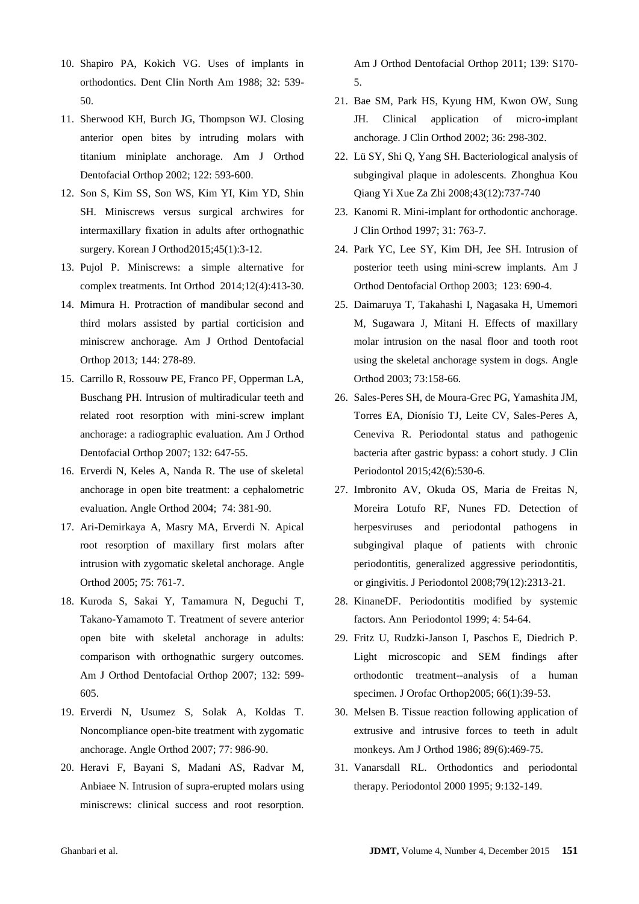10. Shapiro PA, Kokich VG. Uses of implants in orthodontics. Dent Clin North Am 1988; 32: 539-50.
11. Sherwood KH, Burch JG, Thompson WJ. Closing anterior open bites by intruding molars with titanium miniplate anchorage. Am J Orthod Dentofacial Orthop 2002; 122: 593-600.
12. Son S, Kim SS, Son WS, Kim YI, Kim YD, Shin SH. Miniscrews versus surgical archwires for intermaxillary fixation in adults after orthognathic surgery. Korean J Orthod2015;45(1):3-12.
13. Pujol P. Miniscrews: a simple alternative for complex treatments. Int Orthod 2014;12(4):413-30.
14. Mimura H. Protraction of mandibular second and third molars assisted by partial corticision and miniscrew anchorage. Am J Orthod Dentofacial Orthop 2013*;* 144: 278-89.
15. Carrillo R, Rossouw PE, Franco PF, Opperman LA, Buschang PH. Intrusion of multiradicular teeth and related root resorption with mini-screw implant anchorage: a radiographic evaluation. Am J Orthod Dentofacial Orthop 2007; 132: 647-55.
16. Erverdi N, Keles A, Nanda R. The use of skeletal anchorage in open bite treatment: a cephalometric evaluation. Angle Orthod 2004; 74: 381-90.
17. Ari-Demirkaya A, Masry MA, Erverdi N. Apical root resorption of maxillary first molars after intrusion with zygomatic skeletal anchorage. Angle Orthod 2005; 75: 761-7.
18. Kuroda S, Sakai Y, Tamamura N, Deguchi T, Takano-Yamamoto T. Treatment of severe anterior open bite with skeletal anchorage in adults: comparison with orthognathic surgery outcomes. Am J Orthod Dentofacial Orthop 2007; 132: 599-605.
19. Erverdi N, Usumez S, Solak A, Koldas T. Noncompliance open-bite treatment with zygomatic anchorage. Angle Orthod 2007; 77: 986-90.
20. Heravi F, Bayani S, Madani AS, Radvar M, Anbiaee N. Intrusion of supra-erupted molars using miniscrews: clinical success and root resorption. Am J Orthod Dentofacial Orthop 2011; 139: S170-5.
21. Bae SM, Park HS, Kyung HM, Kwon OW, Sung JH. Clinical application of micro-implant anchorage. J Clin Orthod 2002; 36: 298-302.
22. Lü SY, Shi Q, Yang SH. Bacteriological analysis of subgingival plaque in adolescents. Zhonghua Kou Qiang Yi Xue Za Zhi 2008;43(12):737-740
23. Kanomi R. Mini-implant for orthodontic anchorage. J Clin Orthod 1997; 31: 763-7.
24. Park YC, Lee SY, Kim DH, Jee SH. Intrusion of posterior teeth using mini-screw implants. Am J Orthod Dentofacial Orthop 2003; 123: 690-4.
25. Daimaruya T, Takahashi I, Nagasaka H, Umemori M, Sugawara J, Mitani H. Effects of maxillary molar intrusion on the nasal floor and tooth root using the skeletal anchorage system in dogs. Angle Orthod 2003; 73:158-66.
26. Sales-Peres SH, de Moura-Grec PG, Yamashita JM, Torres EA, Dionísio TJ, Leite CV, Sales-Peres A, Ceneviva R. Periodontal status and pathogenic bacteria after gastric bypass: a cohort study. J Clin Periodontol 2015;42(6):530-6.
27. Imbronito AV, Okuda OS, Maria de Freitas N, Moreira Lotufo RF, Nunes FD. Detection of herpesviruses and periodontal pathogens in subgingival plaque of patients with chronic periodontitis, generalized aggressive periodontitis, or gingivitis. J Periodontol 2008;79(12):2313-21.
28. KinaneDF. Periodontitis modified by systemic factors. Ann Periodontol 1999; 4: 54-64.
29. Fritz U, Rudzki-Janson I, Paschos E, Diedrich P. Light microscopic and SEM findings after orthodontic treatment--analysis of a human specimen. J Orofac Orthop2005; 66(1):39-53.
30. Melsen B. Tissue reaction following application of extrusive and intrusive forces to teeth in adult monkeys. Am J Orthod 1986; 89(6):469-75.
31. Vanarsdall RL. Orthodontics and periodontal therapy. Periodontol 2000 1995; 9:132-149.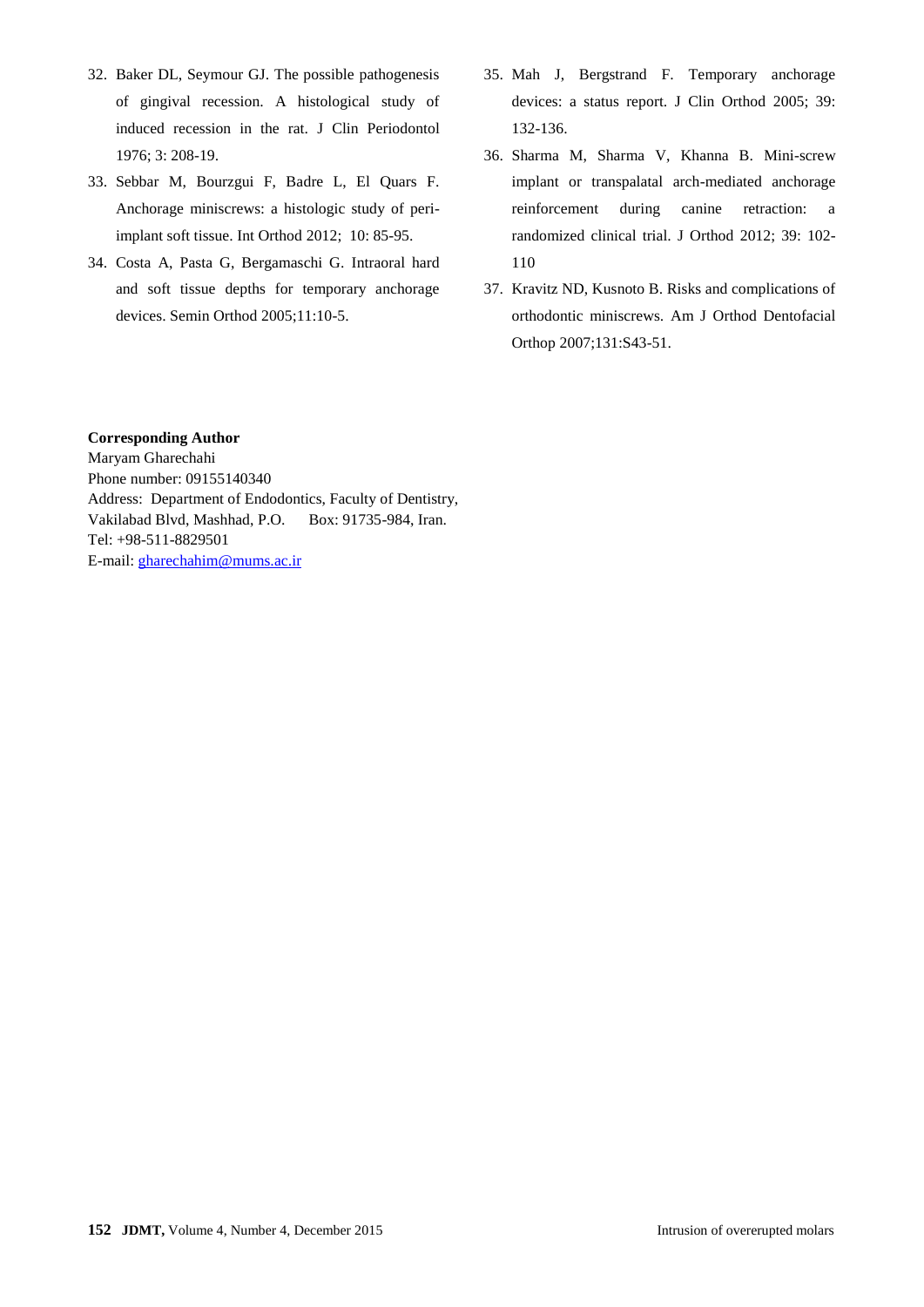32. Baker DL, Seymour GJ. The possible pathogenesis of gingival recession. A histological study of induced recession in the rat. J Clin Periodontol 1976; 3: 208-19.
33. Sebbar M, Bourzgui F, Badre L, El Quars F. Anchorage miniscrews: a histologic study of peri-implant soft tissue. Int Orthod 2012; 10: 85-95.
34. Costa A, Pasta G, Bergamaschi G. Intraoral hard and soft tissue depths for temporary anchorage devices. Semin Orthod 2005;11:10-5.
35. Mah J, Bergstrand F. Temporary anchorage devices: a status report. J Clin Orthod 2005; 39: 132-136.
36. Sharma M, Sharma V, Khanna B. Mini-screw implant or transpalatal arch-mediated anchorage reinforcement during canine retraction: a randomized clinical trial. J Orthod 2012; 39: 102-110
37. Kravitz ND, Kusnoto B. Risks and complications of orthodontic miniscrews. Am J Orthod Dentofacial Orthop 2007;131:S43-51.

**Corresponding Author**
Maryam Gharechahi
Phone number: 09155140340
Address: Department of Endodontics, Faculty of Dentistry, Vakilabad Blvd, Mashhad, P.O. Box: 91735-984, Iran.
Tel: +98-511-8829501
E-mail: gharechahim@mums.ac.ir